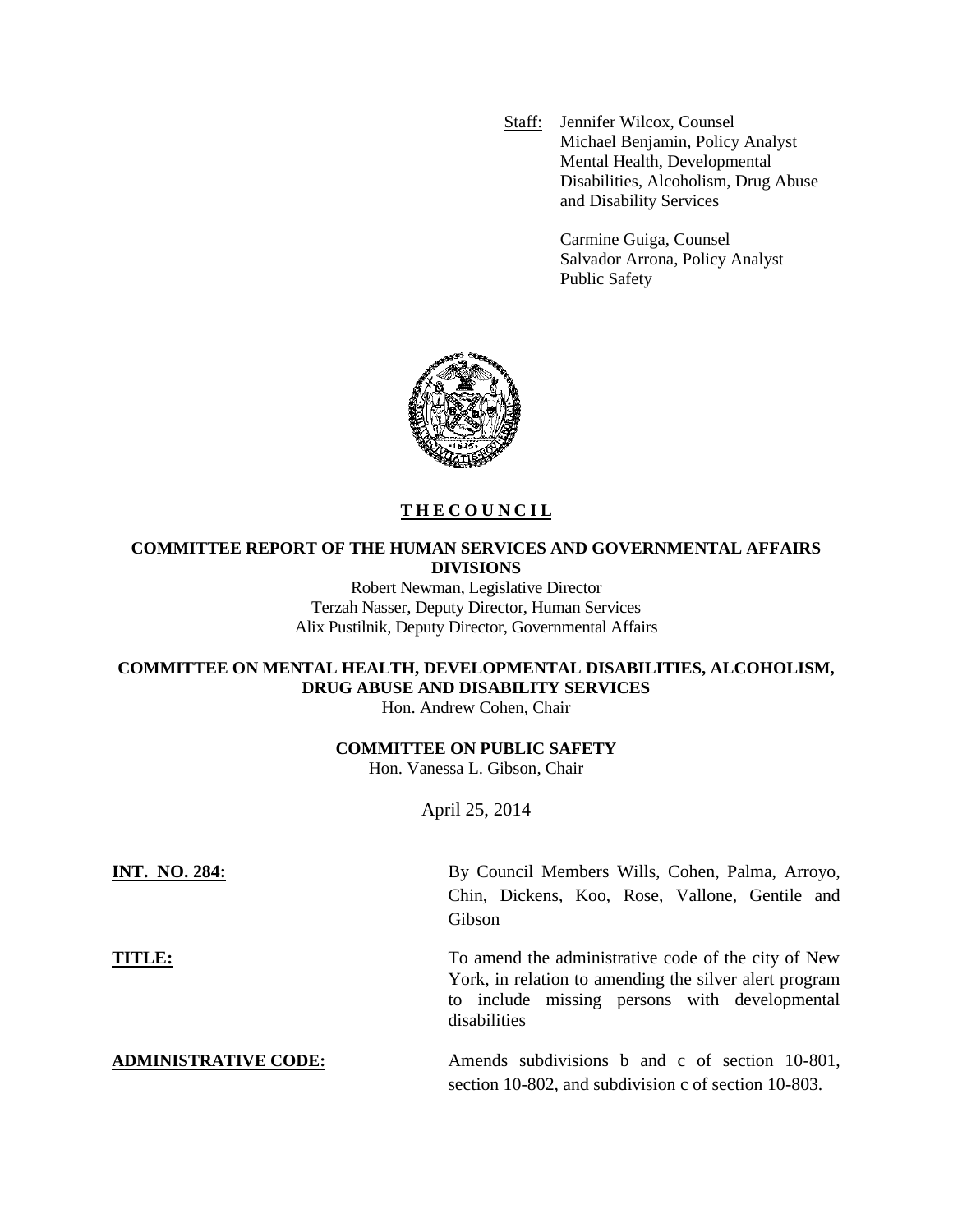Staff: Jennifer Wilcox, Counsel
Michael Benjamin, Policy Analyst
Mental Health, Developmental Disabilities, Alcoholism, Drug Abuse and Disability Services

Carmine Guiga, Counsel
Salvador Arrona, Policy Analyst
Public Safety

# THE COUNCIL

## COMMITTEE REPORT OF THE HUMAN SERVICES AND GOVERNMENTAL AFFAIRS DIVISIONS

Robert Newman, Legislative Director
Terzah Nasser, Deputy Director, Human Services
Alix Pustilnik, Deputy Director, Governmental Affairs

## COMMITTEE ON MENTAL HEALTH, DEVELOPMENTAL DISABILITIES, ALCOHOLISM, DRUG ABUSE AND DISABILITY SERVICES

Hon. Andrew Cohen, Chair

## COMMITTEE ON PUBLIC SAFETY

Hon. Vanessa L. Gibson, Chair

April 25, 2014

**INT. NO. 284:** By Council Members Wills, Cohen, Palma, Arroyo, Chin, Dickens, Koo, Rose, Vallone, Gentile and Gibson

**TITLE:** To amend the administrative code of the city of New York, in relation to amending the silver alert program to include missing persons with developmental disabilities

**ADMINISTRATIVE CODE:** Amends subdivisions b and c of section 10-801, section 10-802, and subdivision c of section 10-803.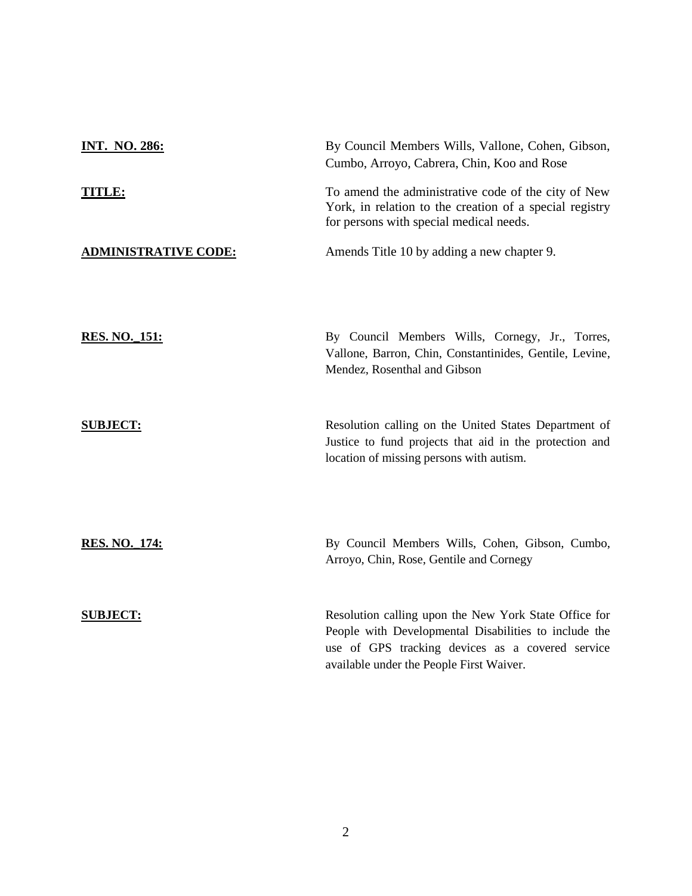**INT. NO. 286:** By Council Members Wills, Vallone, Cohen, Gibson, Cumbo, Arroyo, Cabrera, Chin, Koo and Rose

**TITLE:** To amend the administrative code of the city of New York, in relation to the creation of a special registry for persons with special medical needs.

**ADMINISTRATIVE CODE:** Amends Title 10 by adding a new chapter 9.

**RES. NO._151:** By Council Members Wills, Cornegy, Jr., Torres, Vallone, Barron, Chin, Constantinides, Gentile, Levine, Mendez, Rosenthal and Gibson

**SUBJECT:** Resolution calling on the United States Department of Justice to fund projects that aid in the protection and location of missing persons with autism.

**RES. NO._174:** By Council Members Wills, Cohen, Gibson, Cumbo, Arroyo, Chin, Rose, Gentile and Cornegy

**SUBJECT:** Resolution calling upon the New York State Office for People with Developmental Disabilities to include the use of GPS tracking devices as a covered service available under the People First Waiver.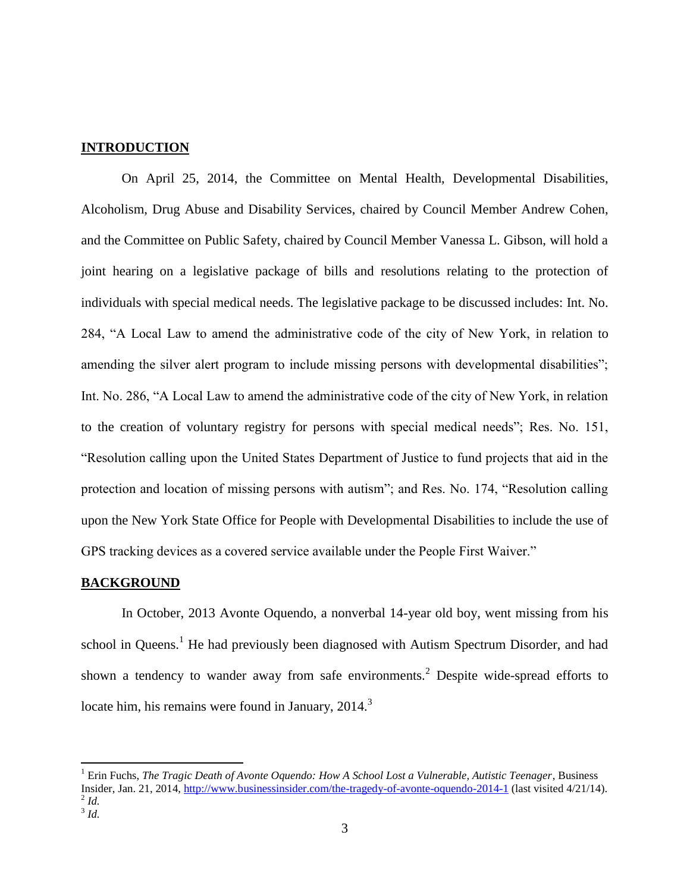## INTRODUCTION

On April 25, 2014, the Committee on Mental Health, Developmental Disabilities, Alcoholism, Drug Abuse and Disability Services, chaired by Council Member Andrew Cohen, and the Committee on Public Safety, chaired by Council Member Vanessa L. Gibson, will hold a joint hearing on a legislative package of bills and resolutions relating to the protection of individuals with special medical needs. The legislative package to be discussed includes: Int. No. 284, "A Local Law to amend the administrative code of the city of New York, in relation to amending the silver alert program to include missing persons with developmental disabilities"; Int. No. 286, "A Local Law to amend the administrative code of the city of New York, in relation to the creation of voluntary registry for persons with special medical needs"; Res. No. 151, "Resolution calling upon the United States Department of Justice to fund projects that aid in the protection and location of missing persons with autism"; and Res. No. 174, "Resolution calling upon the New York State Office for People with Developmental Disabilities to include the use of GPS tracking devices as a covered service available under the People First Waiver."

## BACKGROUND

In October, 2013 Avonte Oquendo, a nonverbal 14-year old boy, went missing from his school in Queens.[1] He had previously been diagnosed with Autism Spectrum Disorder, and had shown a tendency to wander away from safe environments.[2] Despite wide-spread efforts to locate him, his remains were found in January, 2014.[3]

---

[1] Erin Fuchs, *The Tragic Death of Avonte Oquendo: How A School Lost a Vulnerable, Autistic Teenager*, Business Insider, Jan. 21, 2014, http://www.businessinsider.com/the-tragedy-of-avonte-oquendo-2014-1 (last visited 4/21/14).

[2] *Id.*

[3] *Id.*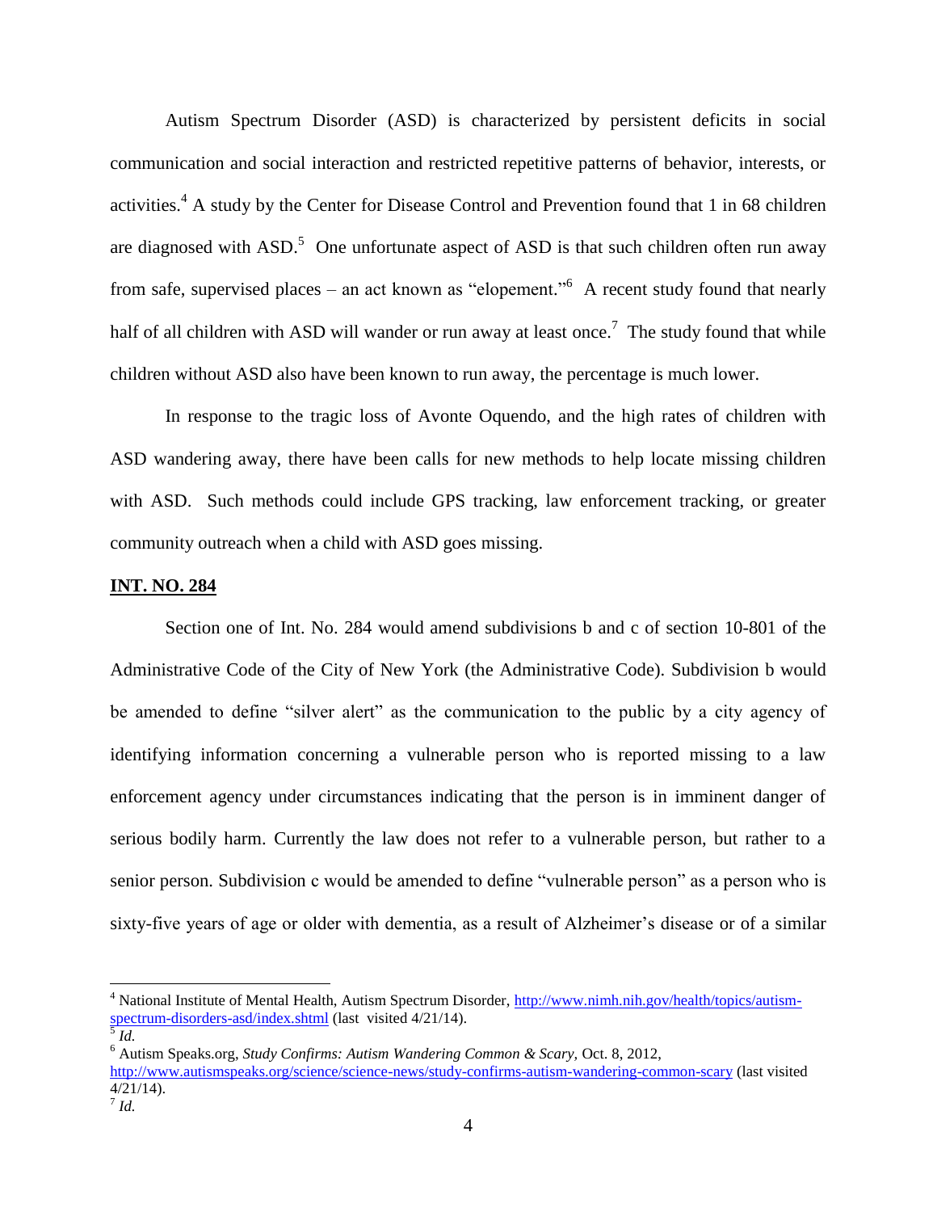Autism Spectrum Disorder (ASD) is characterized by persistent deficits in social communication and social interaction and restricted repetitive patterns of behavior, interests, or activities.[4] A study by the Center for Disease Control and Prevention found that 1 in 68 children are diagnosed with ASD.[5] One unfortunate aspect of ASD is that such children often run away from safe, supervised places – an act known as "elopement."[6] A recent study found that nearly half of all children with ASD will wander or run away at least once.[7] The study found that while children without ASD also have been known to run away, the percentage is much lower.

In response to the tragic loss of Avonte Oquendo, and the high rates of children with ASD wandering away, there have been calls for new methods to help locate missing children with ASD. Such methods could include GPS tracking, law enforcement tracking, or greater community outreach when a child with ASD goes missing.

**INT. NO. 284**

Section one of Int. No. 284 would amend subdivisions b and c of section 10-801 of the Administrative Code of the City of New York (the Administrative Code). Subdivision b would be amended to define "silver alert" as the communication to the public by a city agency of identifying information concerning a vulnerable person who is reported missing to a law enforcement agency under circumstances indicating that the person is in imminent danger of serious bodily harm. Currently the law does not refer to a vulnerable person, but rather to a senior person. Subdivision c would be amended to define "vulnerable person" as a person who is sixty-five years of age or older with dementia, as a result of Alzheimer's disease or of a similar

---

[4] National Institute of Mental Health, Autism Spectrum Disorder, http://www.nimh.nih.gov/health/topics/autism-spectrum-disorders-asd/index.shtml (last visited 4/21/14).

[5] *Id.*

[6] Autism Speaks.org, *Study Confirms: Autism Wandering Common & Scary*, Oct. 8, 2012, http://www.autismspeaks.org/science/science-news/study-confirms-autism-wandering-common-scary (last visited 4/21/14).

[7] *Id.*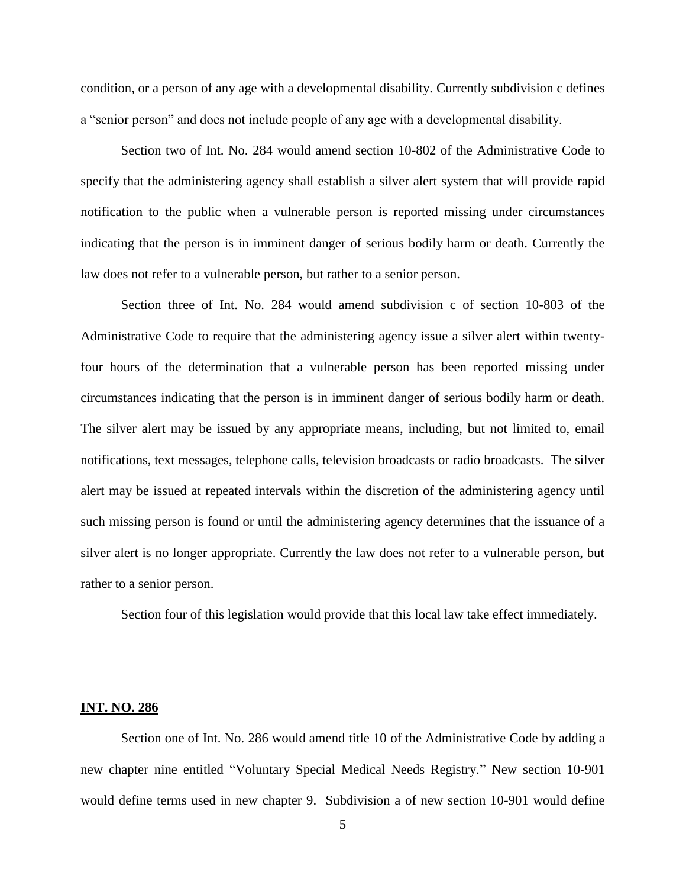condition, or a person of any age with a developmental disability. Currently subdivision c defines a "senior person" and does not include people of any age with a developmental disability.

Section two of Int. No. 284 would amend section 10-802 of the Administrative Code to specify that the administering agency shall establish a silver alert system that will provide rapid notification to the public when a vulnerable person is reported missing under circumstances indicating that the person is in imminent danger of serious bodily harm or death. Currently the law does not refer to a vulnerable person, but rather to a senior person.

Section three of Int. No. 284 would amend subdivision c of section 10-803 of the Administrative Code to require that the administering agency issue a silver alert within twenty-four hours of the determination that a vulnerable person has been reported missing under circumstances indicating that the person is in imminent danger of serious bodily harm or death. The silver alert may be issued by any appropriate means, including, but not limited to, email notifications, text messages, telephone calls, television broadcasts or radio broadcasts. The silver alert may be issued at repeated intervals within the discretion of the administering agency until such missing person is found or until the administering agency determines that the issuance of a silver alert is no longer appropriate. Currently the law does not refer to a vulnerable person, but rather to a senior person.

Section four of this legislation would provide that this local law take effect immediately.

**INT. NO. 286**

Section one of Int. No. 286 would amend title 10 of the Administrative Code by adding a new chapter nine entitled "Voluntary Special Medical Needs Registry." New section 10-901 would define terms used in new chapter 9. Subdivision a of new section 10-901 would define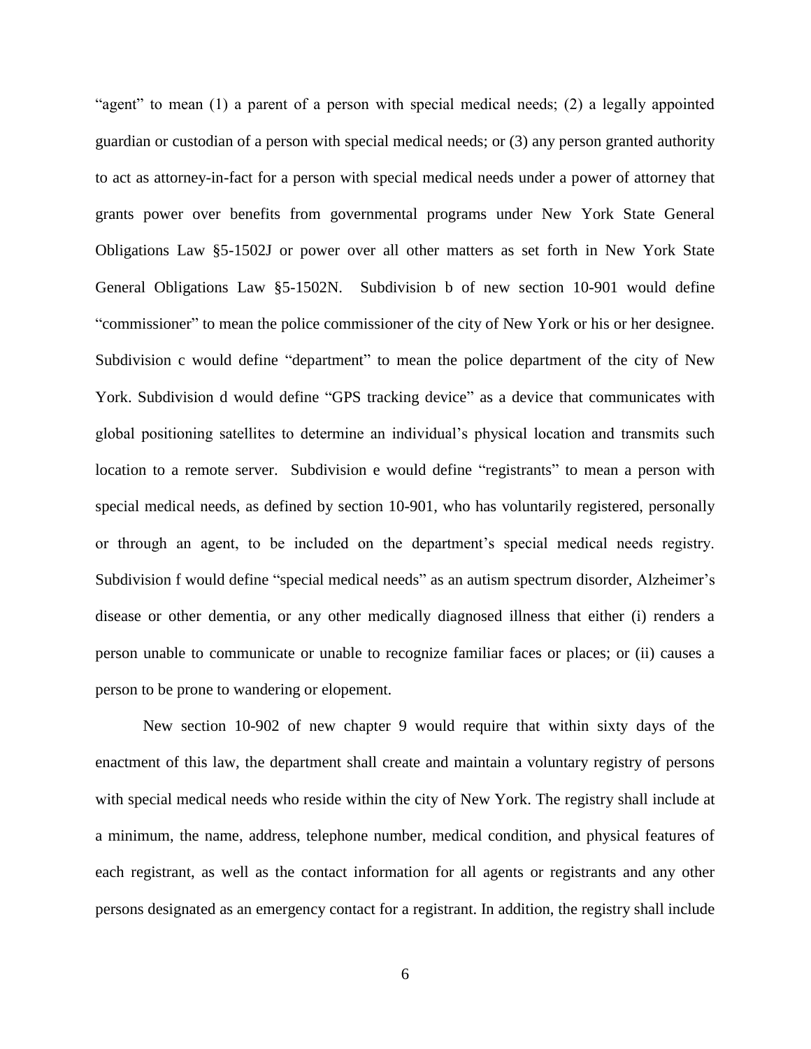“agent” to mean (1) a parent of a person with special medical needs; (2) a legally appointed guardian or custodian of a person with special medical needs; or (3) any person granted authority to act as attorney-in-fact for a person with special medical needs under a power of attorney that grants power over benefits from governmental programs under New York State General Obligations Law §5-1502J or power over all other matters as set forth in New York State General Obligations Law §5-1502N. Subdivision b of new section 10-901 would define “commissioner” to mean the police commissioner of the city of New York or his or her designee. Subdivision c would define “department” to mean the police department of the city of New York. Subdivision d would define “GPS tracking device” as a device that communicates with global positioning satellites to determine an individual’s physical location and transmits such location to a remote server. Subdivision e would define “registrants” to mean a person with special medical needs, as defined by section 10-901, who has voluntarily registered, personally or through an agent, to be included on the department’s special medical needs registry. Subdivision f would define “special medical needs” as an autism spectrum disorder, Alzheimer’s disease or other dementia, or any other medically diagnosed illness that either (i) renders a person unable to communicate or unable to recognize familiar faces or places; or (ii) causes a person to be prone to wandering or elopement.

New section 10-902 of new chapter 9 would require that within sixty days of the enactment of this law, the department shall create and maintain a voluntary registry of persons with special medical needs who reside within the city of New York. The registry shall include at a minimum, the name, address, telephone number, medical condition, and physical features of each registrant, as well as the contact information for all agents or registrants and any other persons designated as an emergency contact for a registrant. In addition, the registry shall include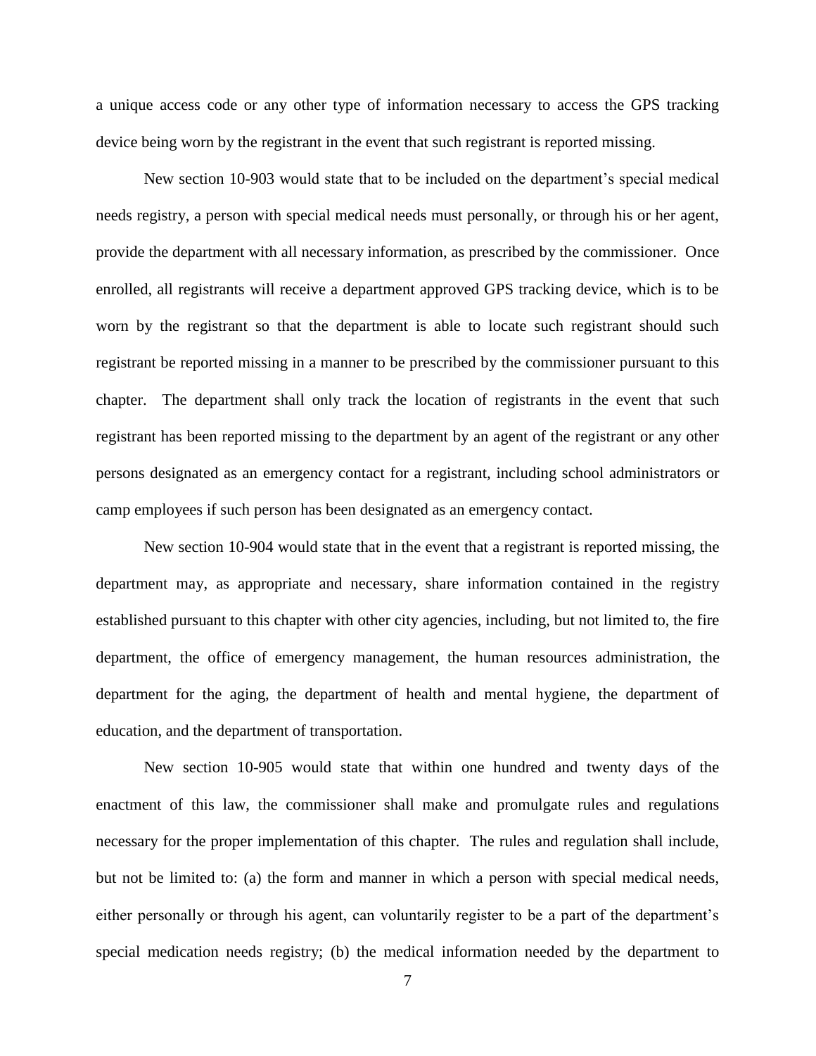a unique access code or any other type of information necessary to access the GPS tracking device being worn by the registrant in the event that such registrant is reported missing.

New section 10-903 would state that to be included on the department's special medical needs registry, a person with special medical needs must personally, or through his or her agent, provide the department with all necessary information, as prescribed by the commissioner. Once enrolled, all registrants will receive a department approved GPS tracking device, which is to be worn by the registrant so that the department is able to locate such registrant should such registrant be reported missing in a manner to be prescribed by the commissioner pursuant to this chapter. The department shall only track the location of registrants in the event that such registrant has been reported missing to the department by an agent of the registrant or any other persons designated as an emergency contact for a registrant, including school administrators or camp employees if such person has been designated as an emergency contact.

New section 10-904 would state that in the event that a registrant is reported missing, the department may, as appropriate and necessary, share information contained in the registry established pursuant to this chapter with other city agencies, including, but not limited to, the fire department, the office of emergency management, the human resources administration, the department for the aging, the department of health and mental hygiene, the department of education, and the department of transportation.

New section 10-905 would state that within one hundred and twenty days of the enactment of this law, the commissioner shall make and promulgate rules and regulations necessary for the proper implementation of this chapter. The rules and regulation shall include, but not be limited to: (a) the form and manner in which a person with special medical needs, either personally or through his agent, can voluntarily register to be a part of the department's special medication needs registry; (b) the medical information needed by the department to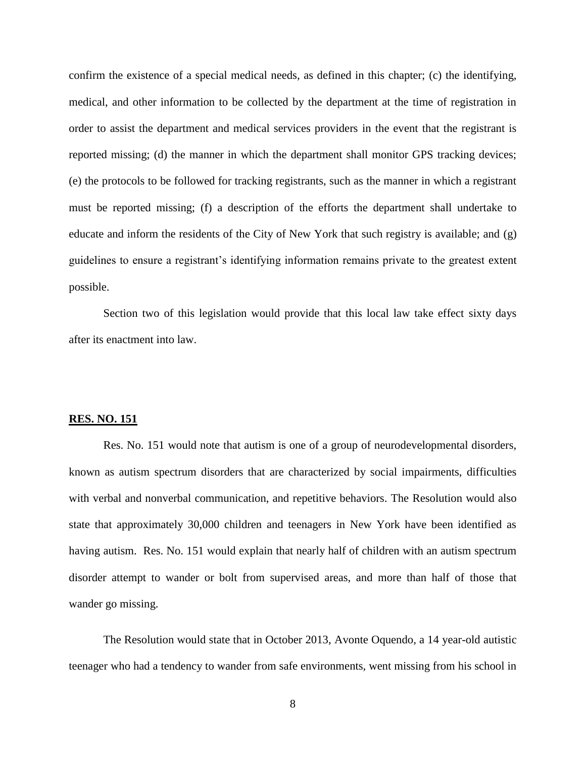confirm the existence of a special medical needs, as defined in this chapter; (c) the identifying, medical, and other information to be collected by the department at the time of registration in order to assist the department and medical services providers in the event that the registrant is reported missing; (d) the manner in which the department shall monitor GPS tracking devices; (e) the protocols to be followed for tracking registrants, such as the manner in which a registrant must be reported missing; (f) a description of the efforts the department shall undertake to educate and inform the residents of the City of New York that such registry is available; and (g) guidelines to ensure a registrant's identifying information remains private to the greatest extent possible.

Section two of this legislation would provide that this local law take effect sixty days after its enactment into law.

**RES. NO. 151**

Res. No. 151 would note that autism is one of a group of neurodevelopmental disorders, known as autism spectrum disorders that are characterized by social impairments, difficulties with verbal and nonverbal communication, and repetitive behaviors. The Resolution would also state that approximately 30,000 children and teenagers in New York have been identified as having autism. Res. No. 151 would explain that nearly half of children with an autism spectrum disorder attempt to wander or bolt from supervised areas, and more than half of those that wander go missing.

The Resolution would state that in October 2013, Avonte Oquendo, a 14 year-old autistic teenager who had a tendency to wander from safe environments, went missing from his school in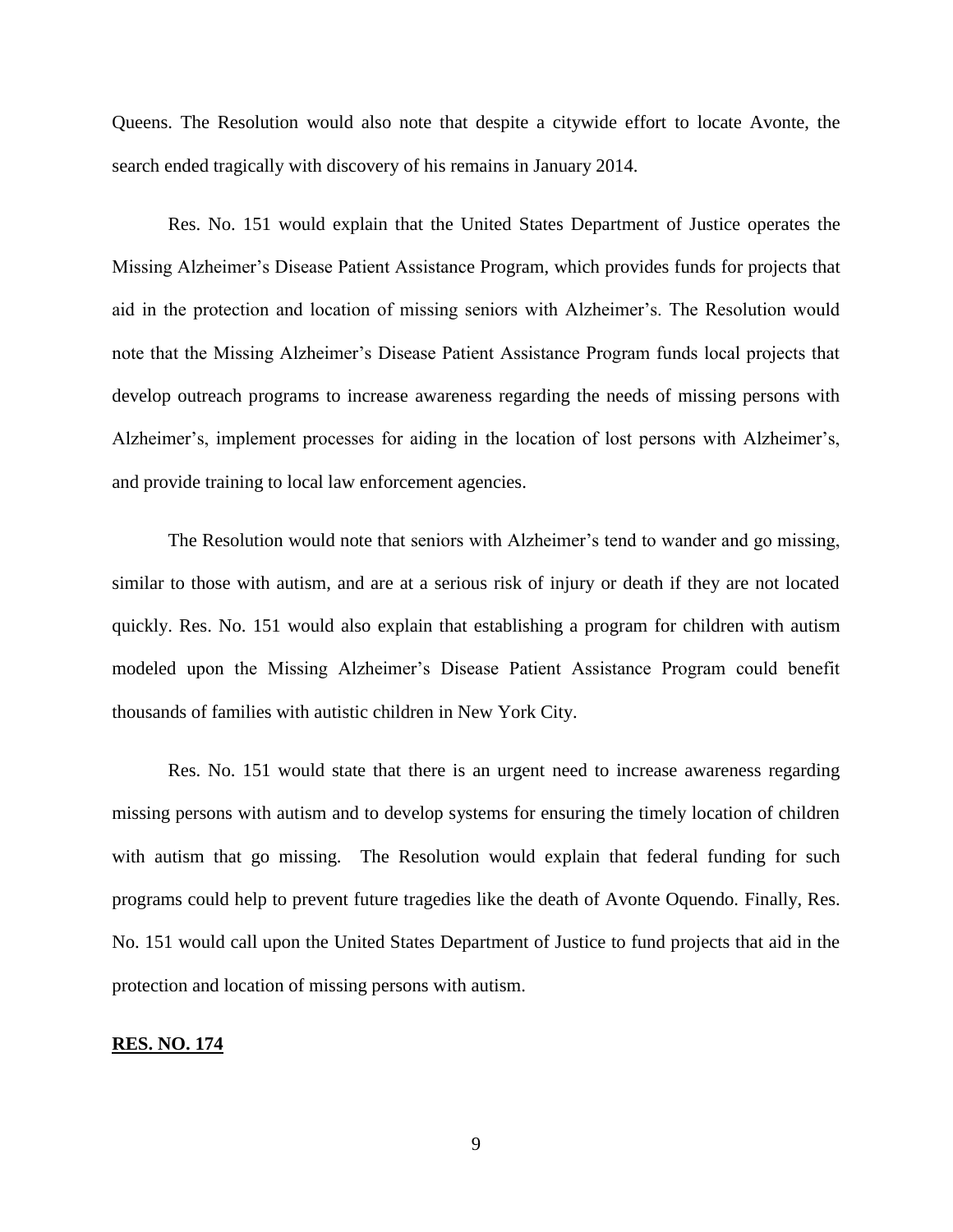Queens. The Resolution would also note that despite a citywide effort to locate Avonte, the search ended tragically with discovery of his remains in January 2014.

Res. No. 151 would explain that the United States Department of Justice operates the Missing Alzheimer's Disease Patient Assistance Program, which provides funds for projects that aid in the protection and location of missing seniors with Alzheimer's. The Resolution would note that the Missing Alzheimer's Disease Patient Assistance Program funds local projects that develop outreach programs to increase awareness regarding the needs of missing persons with Alzheimer's, implement processes for aiding in the location of lost persons with Alzheimer's, and provide training to local law enforcement agencies.

The Resolution would note that seniors with Alzheimer's tend to wander and go missing, similar to those with autism, and are at a serious risk of injury or death if they are not located quickly. Res. No. 151 would also explain that establishing a program for children with autism modeled upon the Missing Alzheimer's Disease Patient Assistance Program could benefit thousands of families with autistic children in New York City.

Res. No. 151 would state that there is an urgent need to increase awareness regarding missing persons with autism and to develop systems for ensuring the timely location of children with autism that go missing. The Resolution would explain that federal funding for such programs could help to prevent future tragedies like the death of Avonte Oquendo. Finally, Res. No. 151 would call upon the United States Department of Justice to fund projects that aid in the protection and location of missing persons with autism.

**RES. NO. 174**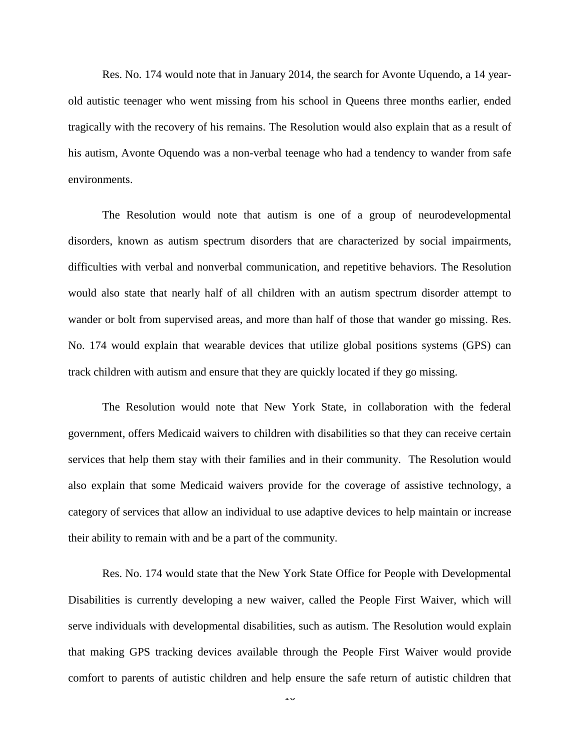Res. No. 174 would note that in January 2014, the search for Avonte Uquendo, a 14 year-old autistic teenager who went missing from his school in Queens three months earlier, ended tragically with the recovery of his remains. The Resolution would also explain that as a result of his autism, Avonte Oquendo was a non-verbal teenage who had a tendency to wander from safe environments.

The Resolution would note that autism is one of a group of neurodevelopmental disorders, known as autism spectrum disorders that are characterized by social impairments, difficulties with verbal and nonverbal communication, and repetitive behaviors. The Resolution would also state that nearly half of all children with an autism spectrum disorder attempt to wander or bolt from supervised areas, and more than half of those that wander go missing. Res. No. 174 would explain that wearable devices that utilize global positions systems (GPS) can track children with autism and ensure that they are quickly located if they go missing.

The Resolution would note that New York State, in collaboration with the federal government, offers Medicaid waivers to children with disabilities so that they can receive certain services that help them stay with their families and in their community. The Resolution would also explain that some Medicaid waivers provide for the coverage of assistive technology, a category of services that allow an individual to use adaptive devices to help maintain or increase their ability to remain with and be a part of the community.

Res. No. 174 would state that the New York State Office for People with Developmental Disabilities is currently developing a new waiver, called the People First Waiver, which will serve individuals with developmental disabilities, such as autism. The Resolution would explain that making GPS tracking devices available through the People First Waiver would provide comfort to parents of autistic children and help ensure the safe return of autistic children that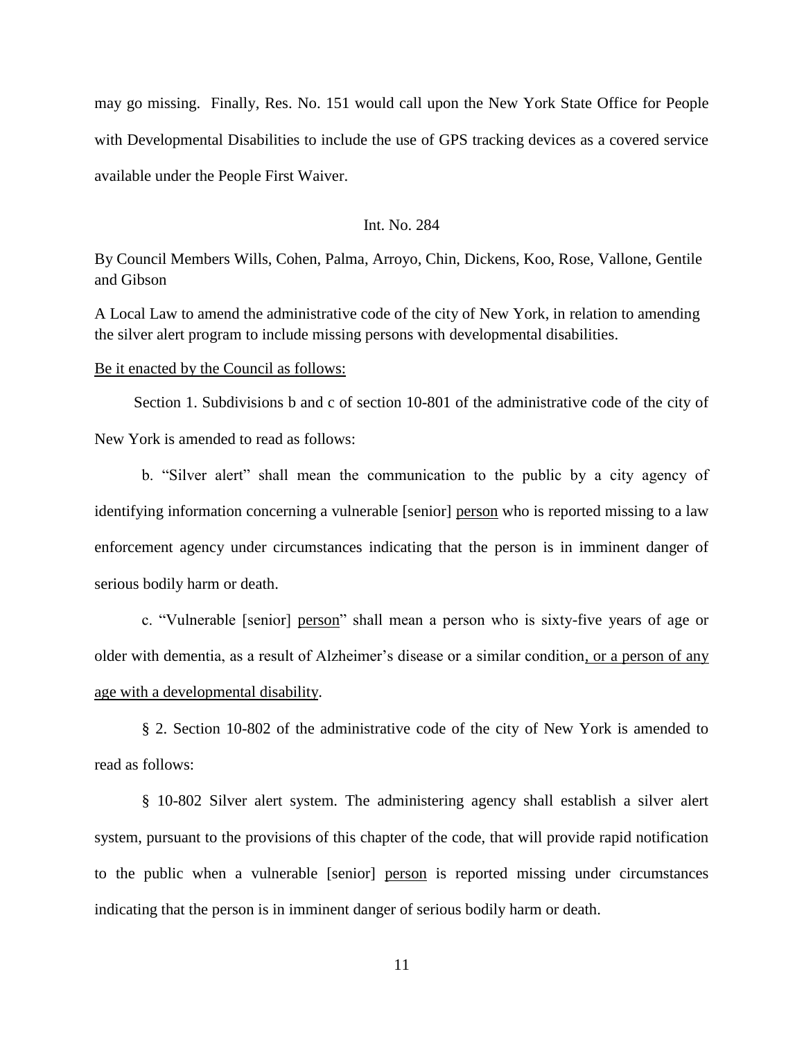may go missing. Finally, Res. No. 151 would call upon the New York State Office for People with Developmental Disabilities to include the use of GPS tracking devices as a covered service available under the People First Waiver.

Int. No. 284

By Council Members Wills, Cohen, Palma, Arroyo, Chin, Dickens, Koo, Rose, Vallone, Gentile and Gibson

A Local Law to amend the administrative code of the city of New York, in relation to amending the silver alert program to include missing persons with developmental disabilities.

<u>Be it enacted by the Council as follows:</u>

Section 1. Subdivisions b and c of section 10-801 of the administrative code of the city of New York is amended to read as follows:

b. "Silver alert" shall mean the communication to the public by a city agency of identifying information concerning a vulnerable [senior] <u>person</u> who is reported missing to a law enforcement agency under circumstances indicating that the person is in imminent danger of serious bodily harm or death.

c. "Vulnerable [senior] <u>person</u>" shall mean a person who is sixty-five years of age or older with dementia, as a result of Alzheimer's disease or a similar condition<u>, or a person of any age with a developmental disability</u>.

§ 2. Section 10-802 of the administrative code of the city of New York is amended to read as follows:

§ 10-802 Silver alert system. The administering agency shall establish a silver alert system, pursuant to the provisions of this chapter of the code, that will provide rapid notification to the public when a vulnerable [senior] <u>person</u> is reported missing under circumstances indicating that the person is in imminent danger of serious bodily harm or death.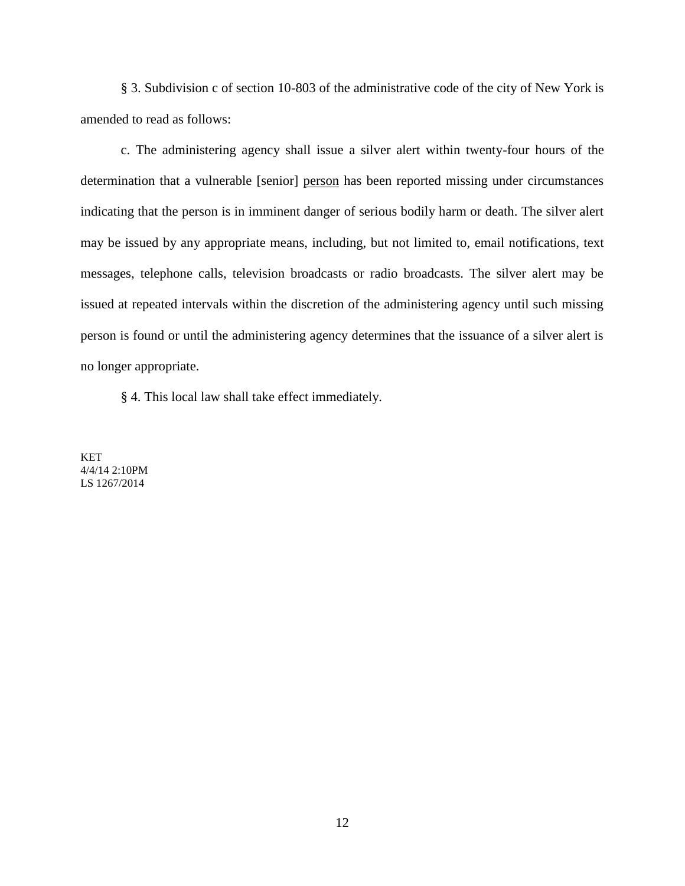§ 3. Subdivision c of section 10-803 of the administrative code of the city of New York is amended to read as follows:

c. The administering agency shall issue a silver alert within twenty-four hours of the determination that a vulnerable [senior] <u>person</u> has been reported missing under circumstances indicating that the person is in imminent danger of serious bodily harm or death. The silver alert may be issued by any appropriate means, including, but not limited to, email notifications, text messages, telephone calls, television broadcasts or radio broadcasts. The silver alert may be issued at repeated intervals within the discretion of the administering agency until such missing person is found or until the administering agency determines that the issuance of a silver alert is no longer appropriate.

§ 4. This local law shall take effect immediately.

KET
4/4/14 2:10PM
LS 1267/2014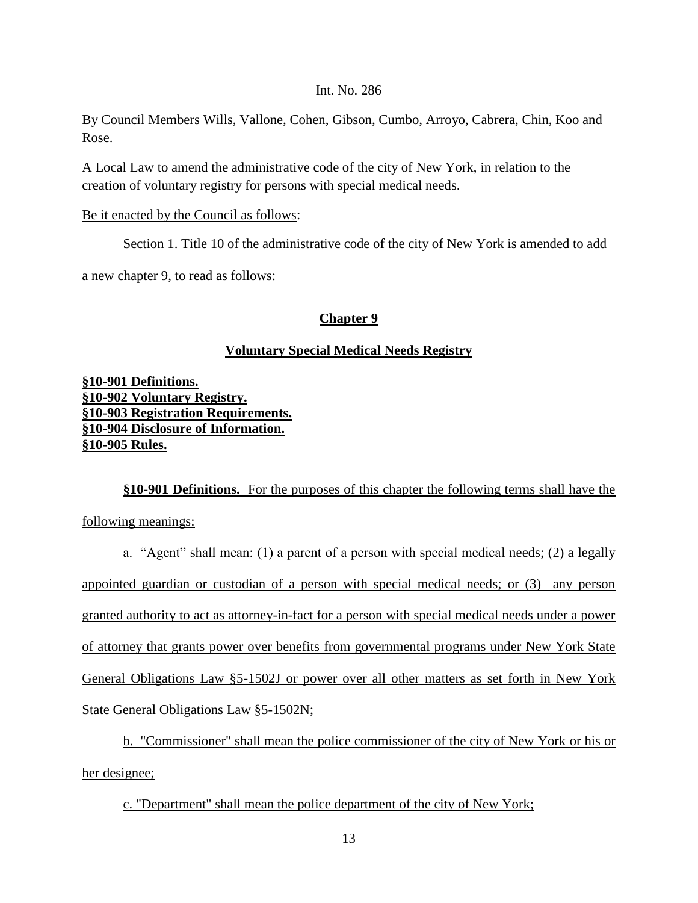Int. No. 286

By Council Members Wills, Vallone, Cohen, Gibson, Cumbo, Arroyo, Cabrera, Chin, Koo and Rose.

A Local Law to amend the administrative code of the city of New York, in relation to the creation of voluntary registry for persons with special medical needs.

Be it enacted by the Council as follows:

Section 1. Title 10 of the administrative code of the city of New York is amended to add a new chapter 9, to read as follows:

## Chapter 9

## Voluntary Special Medical Needs Registry

**§10-901 Definitions.**
**§10-902 Voluntary Registry.**
**§10-903 Registration Requirements.**
**§10-904 Disclosure of Information.**
**§10-905 Rules.**

**§10-901 Definitions.** For the purposes of this chapter the following terms shall have the following meanings:

a. "Agent" shall mean: (1) a parent of a person with special medical needs; (2) a legally appointed guardian or custodian of a person with special medical needs; or (3) any person granted authority to act as attorney-in-fact for a person with special medical needs under a power of attorney that grants power over benefits from governmental programs under New York State General Obligations Law §5-1502J or power over all other matters as set forth in New York State General Obligations Law §5-1502N;

b. "Commissioner" shall mean the police commissioner of the city of New York or his or her designee;

c. "Department" shall mean the police department of the city of New York;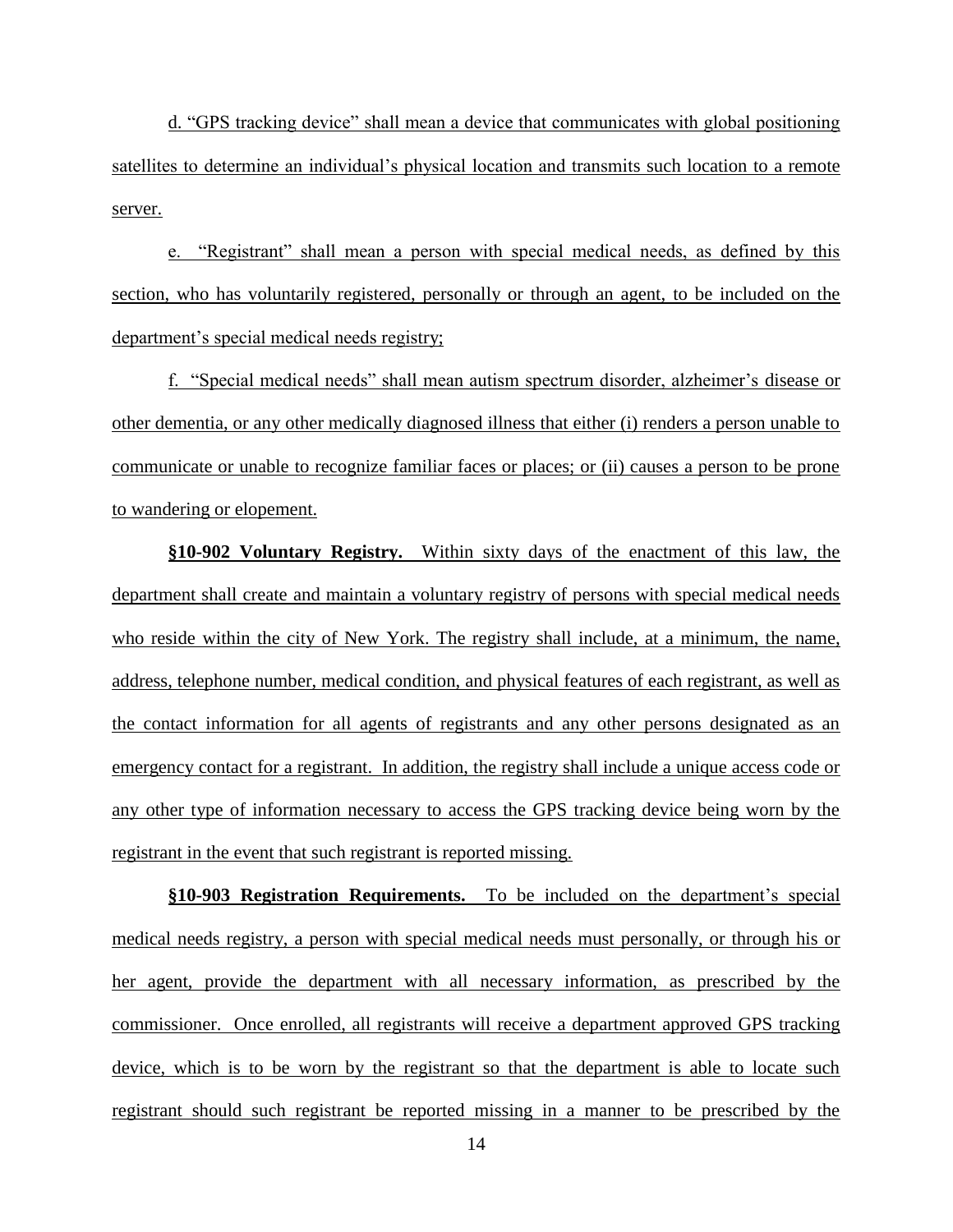d. "GPS tracking device" shall mean a device that communicates with global positioning satellites to determine an individual's physical location and transmits such location to a remote server.

e. "Registrant" shall mean a person with special medical needs, as defined by this section, who has voluntarily registered, personally or through an agent, to be included on the department's special medical needs registry;

f. "Special medical needs" shall mean autism spectrum disorder, alzheimer's disease or other dementia, or any other medically diagnosed illness that either (i) renders a person unable to communicate or unable to recognize familiar faces or places; or (ii) causes a person to be prone to wandering or elopement.

**§10-902 Voluntary Registry.** Within sixty days of the enactment of this law, the department shall create and maintain a voluntary registry of persons with special medical needs who reside within the city of New York. The registry shall include, at a minimum, the name, address, telephone number, medical condition, and physical features of each registrant, as well as the contact information for all agents of registrants and any other persons designated as an emergency contact for a registrant. In addition, the registry shall include a unique access code or any other type of information necessary to access the GPS tracking device being worn by the registrant in the event that such registrant is reported missing.

**§10-903 Registration Requirements.** To be included on the department's special medical needs registry, a person with special medical needs must personally, or through his or her agent, provide the department with all necessary information, as prescribed by the commissioner. Once enrolled, all registrants will receive a department approved GPS tracking device, which is to be worn by the registrant so that the department is able to locate such registrant should such registrant be reported missing in a manner to be prescribed by the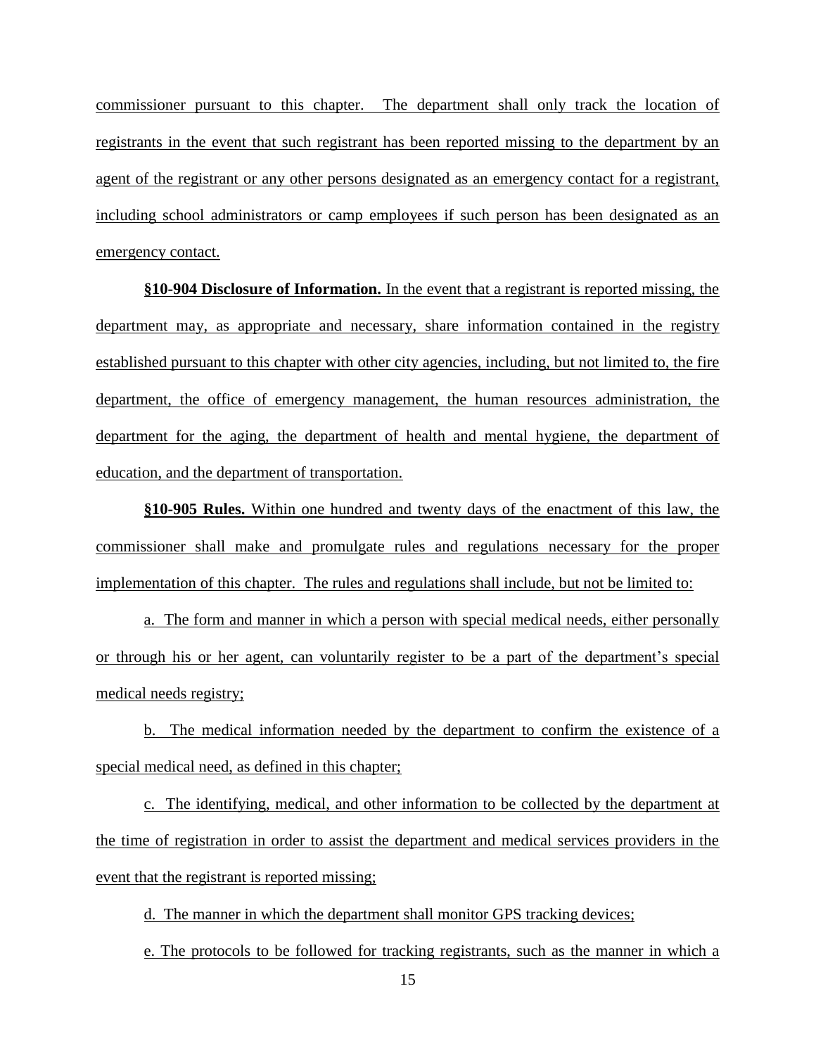commissioner pursuant to this chapter. The department shall only track the location of registrants in the event that such registrant has been reported missing to the department by an agent of the registrant or any other persons designated as an emergency contact for a registrant, including school administrators or camp employees if such person has been designated as an emergency contact.

**§10-904 Disclosure of Information.** In the event that a registrant is reported missing, the department may, as appropriate and necessary, share information contained in the registry established pursuant to this chapter with other city agencies, including, but not limited to, the fire department, the office of emergency management, the human resources administration, the department for the aging, the department of health and mental hygiene, the department of education, and the department of transportation.

**§10-905 Rules.** Within one hundred and twenty days of the enactment of this law, the commissioner shall make and promulgate rules and regulations necessary for the proper implementation of this chapter. The rules and regulations shall include, but not be limited to:

a. The form and manner in which a person with special medical needs, either personally or through his or her agent, can voluntarily register to be a part of the department's special medical needs registry;

b. The medical information needed by the department to confirm the existence of a special medical need, as defined in this chapter;

c. The identifying, medical, and other information to be collected by the department at the time of registration in order to assist the department and medical services providers in the event that the registrant is reported missing;

d. The manner in which the department shall monitor GPS tracking devices;

e. The protocols to be followed for tracking registrants, such as the manner in which a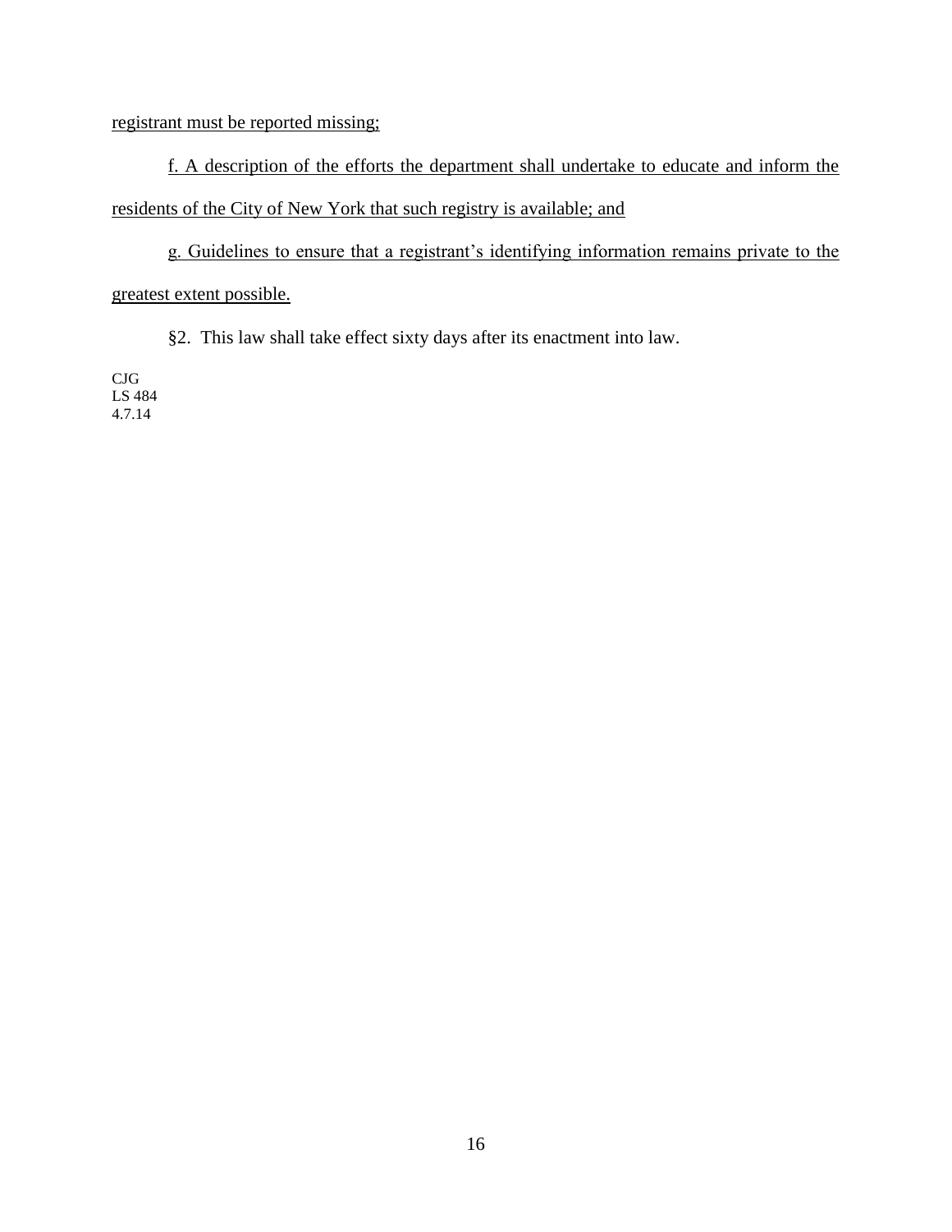registrant must be reported missing;

f. A description of the efforts the department shall undertake to educate and inform the residents of the City of New York that such registry is available; and

g. Guidelines to ensure that a registrant's identifying information remains private to the greatest extent possible.

§2. This law shall take effect sixty days after its enactment into law.

CJG
LS 484
4.7.14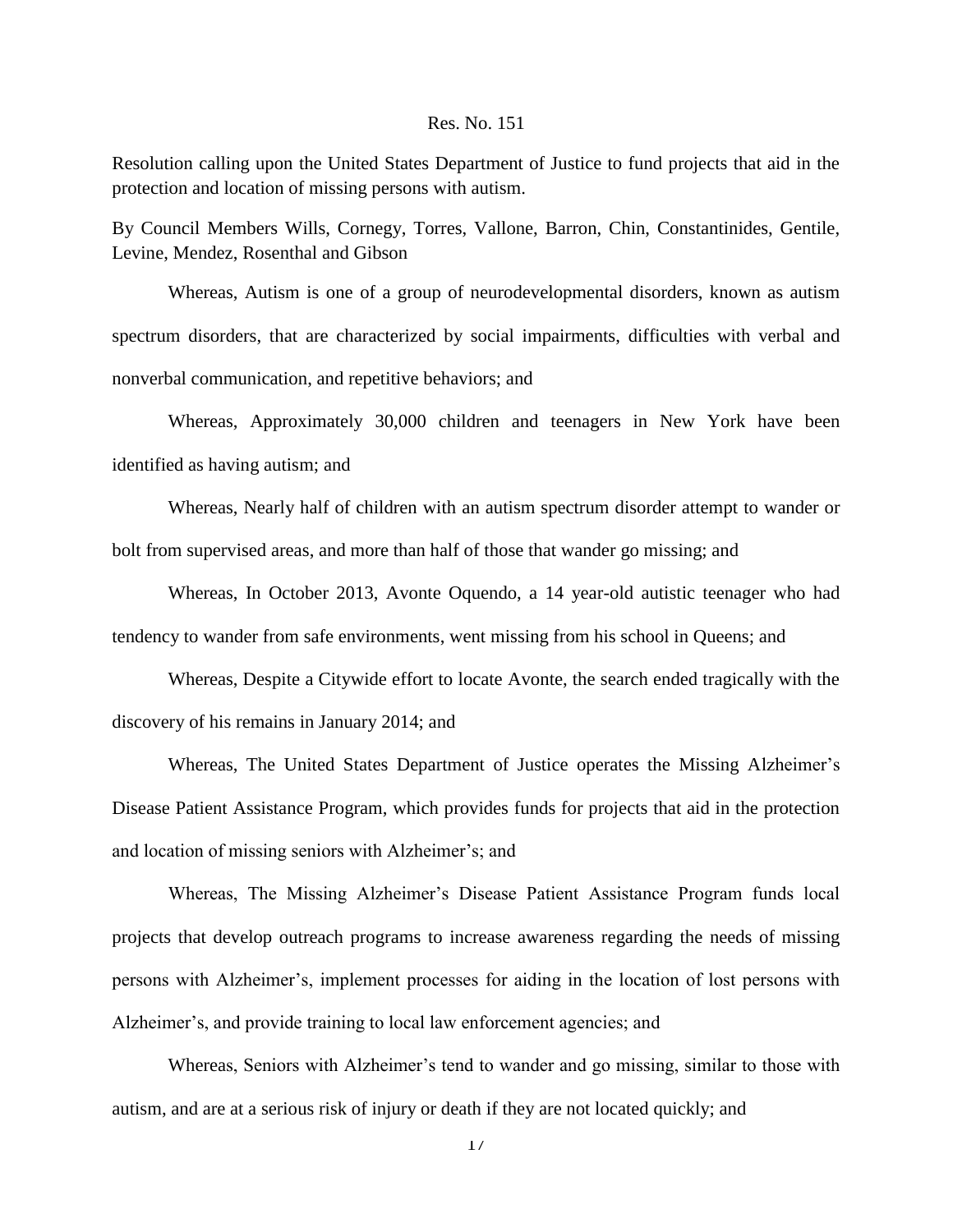Res. No. 151

Resolution calling upon the United States Department of Justice to fund projects that aid in the protection and location of missing persons with autism.

By Council Members Wills, Cornegy, Torres, Vallone, Barron, Chin, Constantinides, Gentile, Levine, Mendez, Rosenthal and Gibson

Whereas, Autism is one of a group of neurodevelopmental disorders, known as autism spectrum disorders, that are characterized by social impairments, difficulties with verbal and nonverbal communication, and repetitive behaviors; and

Whereas, Approximately 30,000 children and teenagers in New York have been identified as having autism; and

Whereas, Nearly half of children with an autism spectrum disorder attempt to wander or bolt from supervised areas, and more than half of those that wander go missing; and

Whereas, In October 2013, Avonte Oquendo, a 14 year-old autistic teenager who had tendency to wander from safe environments, went missing from his school in Queens; and

Whereas, Despite a Citywide effort to locate Avonte, the search ended tragically with the discovery of his remains in January 2014; and

Whereas, The United States Department of Justice operates the Missing Alzheimer's Disease Patient Assistance Program, which provides funds for projects that aid in the protection and location of missing seniors with Alzheimer's; and

Whereas, The Missing Alzheimer's Disease Patient Assistance Program funds local projects that develop outreach programs to increase awareness regarding the needs of missing persons with Alzheimer's, implement processes for aiding in the location of lost persons with Alzheimer's, and provide training to local law enforcement agencies; and

Whereas, Seniors with Alzheimer's tend to wander and go missing, similar to those with autism, and are at a serious risk of injury or death if they are not located quickly; and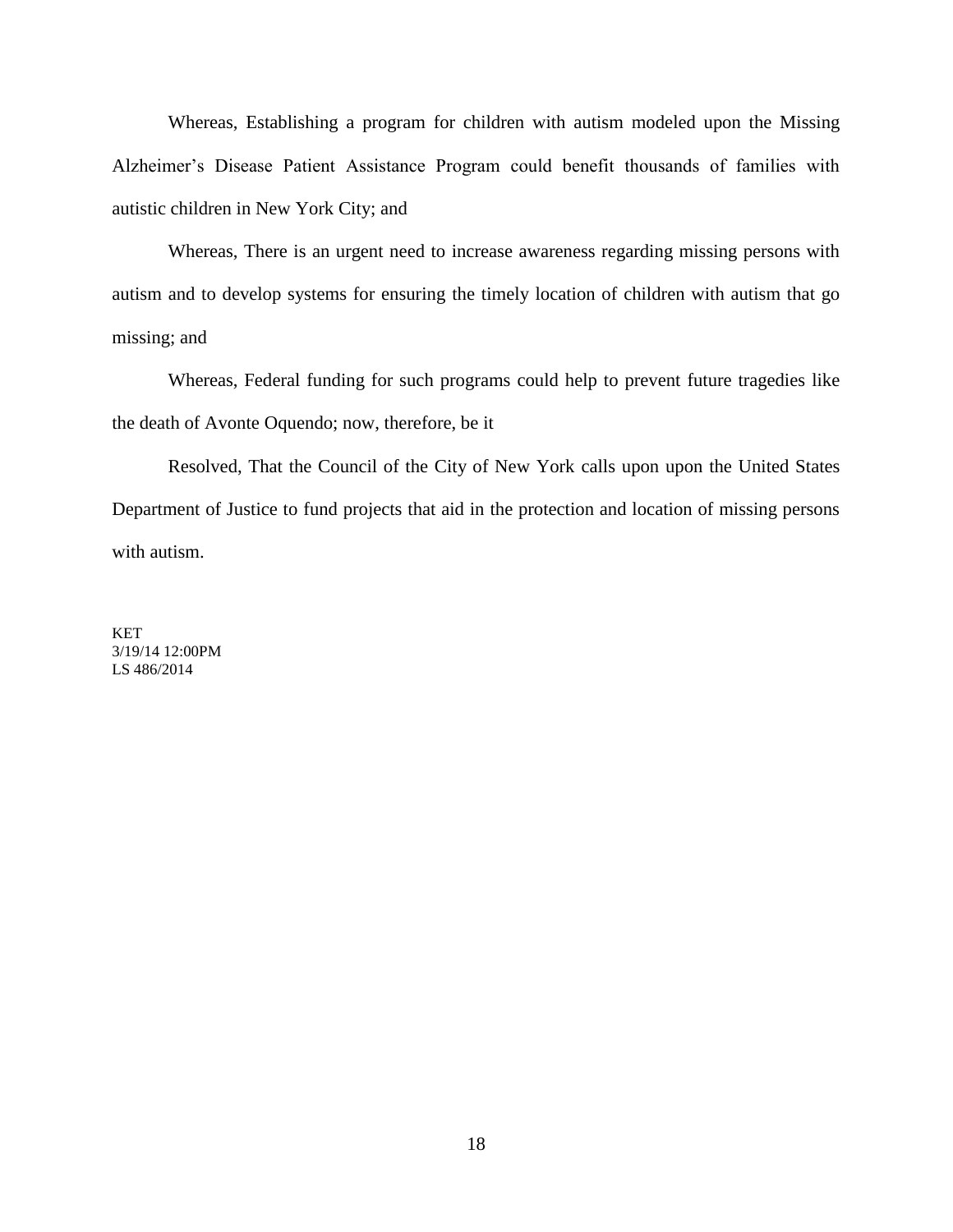Whereas, Establishing a program for children with autism modeled upon the Missing Alzheimer's Disease Patient Assistance Program could benefit thousands of families with autistic children in New York City; and

Whereas, There is an urgent need to increase awareness regarding missing persons with autism and to develop systems for ensuring the timely location of children with autism that go missing; and

Whereas, Federal funding for such programs could help to prevent future tragedies like the death of Avonte Oquendo; now, therefore, be it

Resolved, That the Council of the City of New York calls upon upon the United States Department of Justice to fund projects that aid in the protection and location of missing persons with autism.

KET
3/19/14 12:00PM
LS 486/2014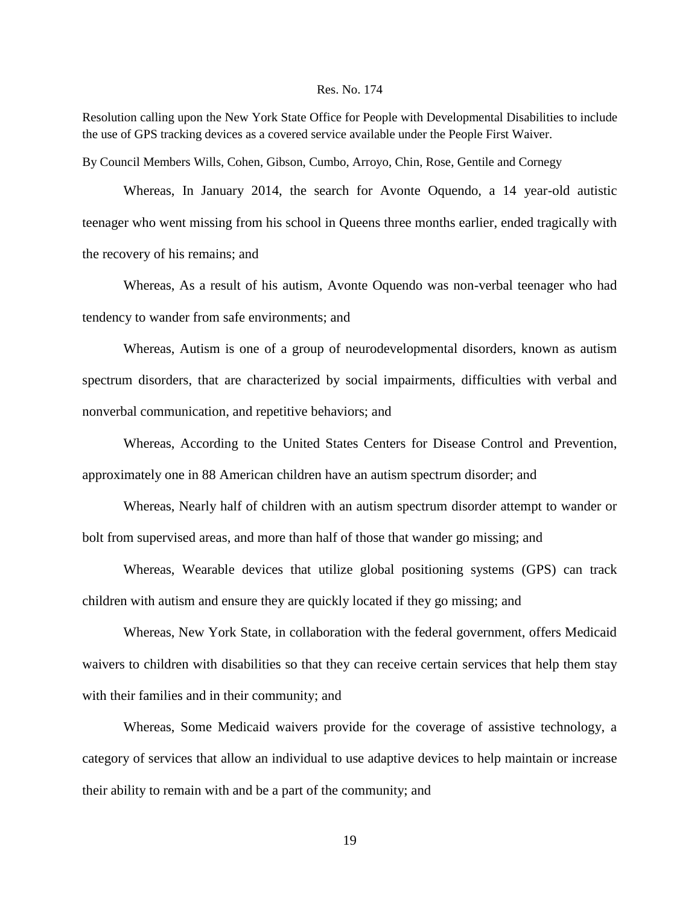Res. No. 174

Resolution calling upon the New York State Office for People with Developmental Disabilities to include the use of GPS tracking devices as a covered service available under the People First Waiver.

By Council Members Wills, Cohen, Gibson, Cumbo, Arroyo, Chin, Rose, Gentile and Cornegy

Whereas, In January 2014, the search for Avonte Oquendo, a 14 year-old autistic teenager who went missing from his school in Queens three months earlier, ended tragically with the recovery of his remains; and

Whereas, As a result of his autism, Avonte Oquendo was non-verbal teenager who had tendency to wander from safe environments; and

Whereas, Autism is one of a group of neurodevelopmental disorders, known as autism spectrum disorders, that are characterized by social impairments, difficulties with verbal and nonverbal communication, and repetitive behaviors; and

Whereas, According to the United States Centers for Disease Control and Prevention, approximately one in 88 American children have an autism spectrum disorder; and

Whereas, Nearly half of children with an autism spectrum disorder attempt to wander or bolt from supervised areas, and more than half of those that wander go missing; and

Whereas, Wearable devices that utilize global positioning systems (GPS) can track children with autism and ensure they are quickly located if they go missing; and

Whereas, New York State, in collaboration with the federal government, offers Medicaid waivers to children with disabilities so that they can receive certain services that help them stay with their families and in their community; and

Whereas, Some Medicaid waivers provide for the coverage of assistive technology, a category of services that allow an individual to use adaptive devices to help maintain or increase their ability to remain with and be a part of the community; and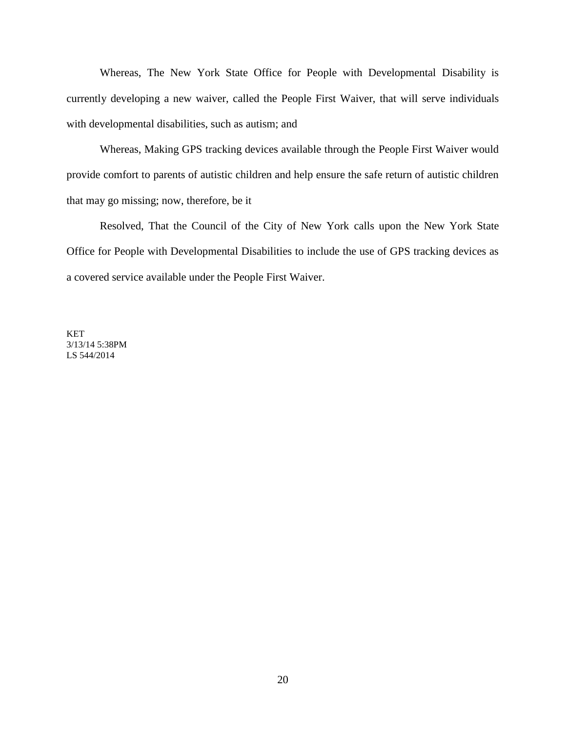Whereas, The New York State Office for People with Developmental Disability is currently developing a new waiver, called the People First Waiver, that will serve individuals with developmental disabilities, such as autism; and

Whereas, Making GPS tracking devices available through the People First Waiver would provide comfort to parents of autistic children and help ensure the safe return of autistic children that may go missing; now, therefore, be it

Resolved, That the Council of the City of New York calls upon the New York State Office for People with Developmental Disabilities to include the use of GPS tracking devices as a covered service available under the People First Waiver.

KET
3/13/14 5:38PM
LS 544/2014